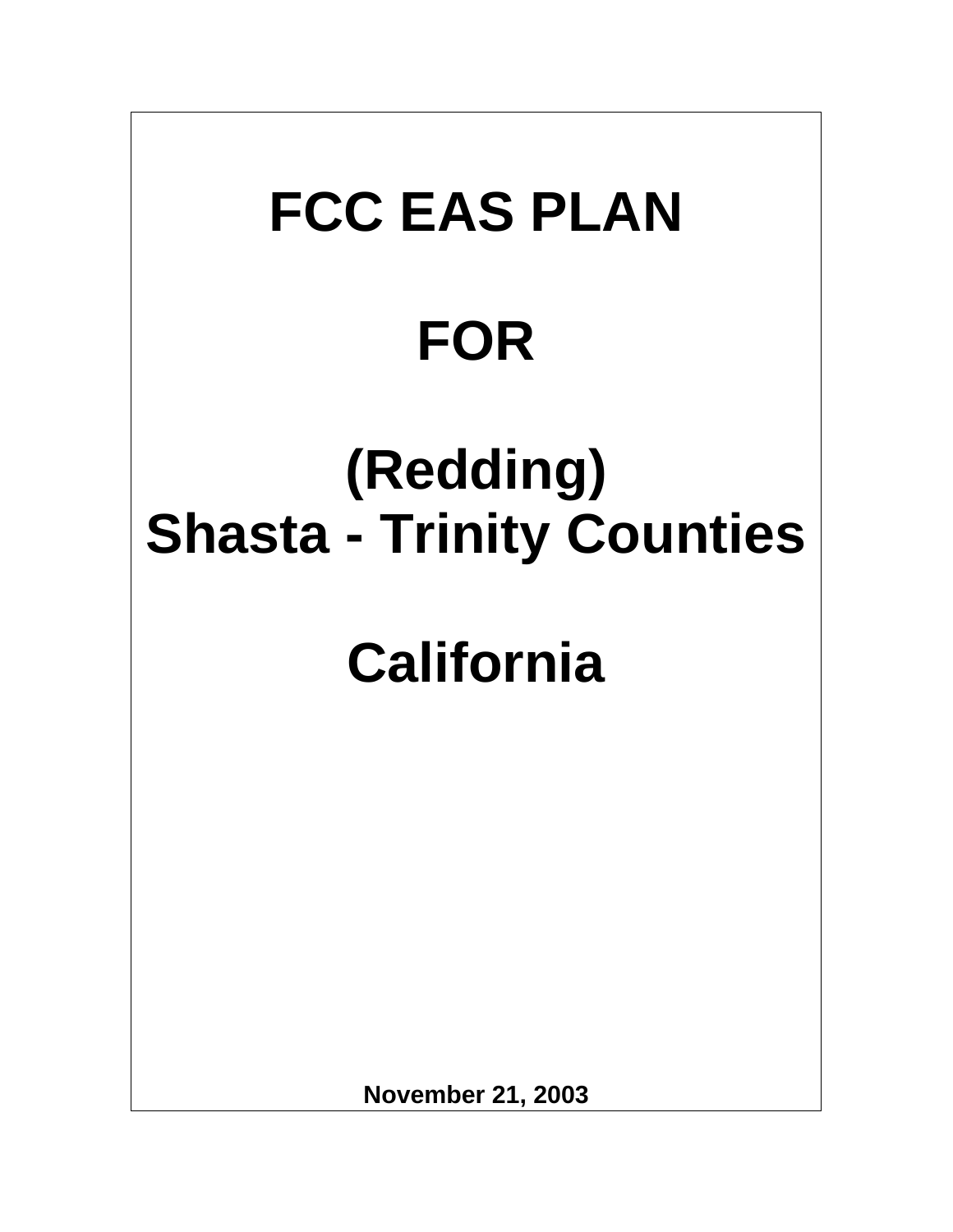# FCC EAS PLAN

# FOR

# (Redding) Shasta - Trinity Counties

# California

**November 21, 2003**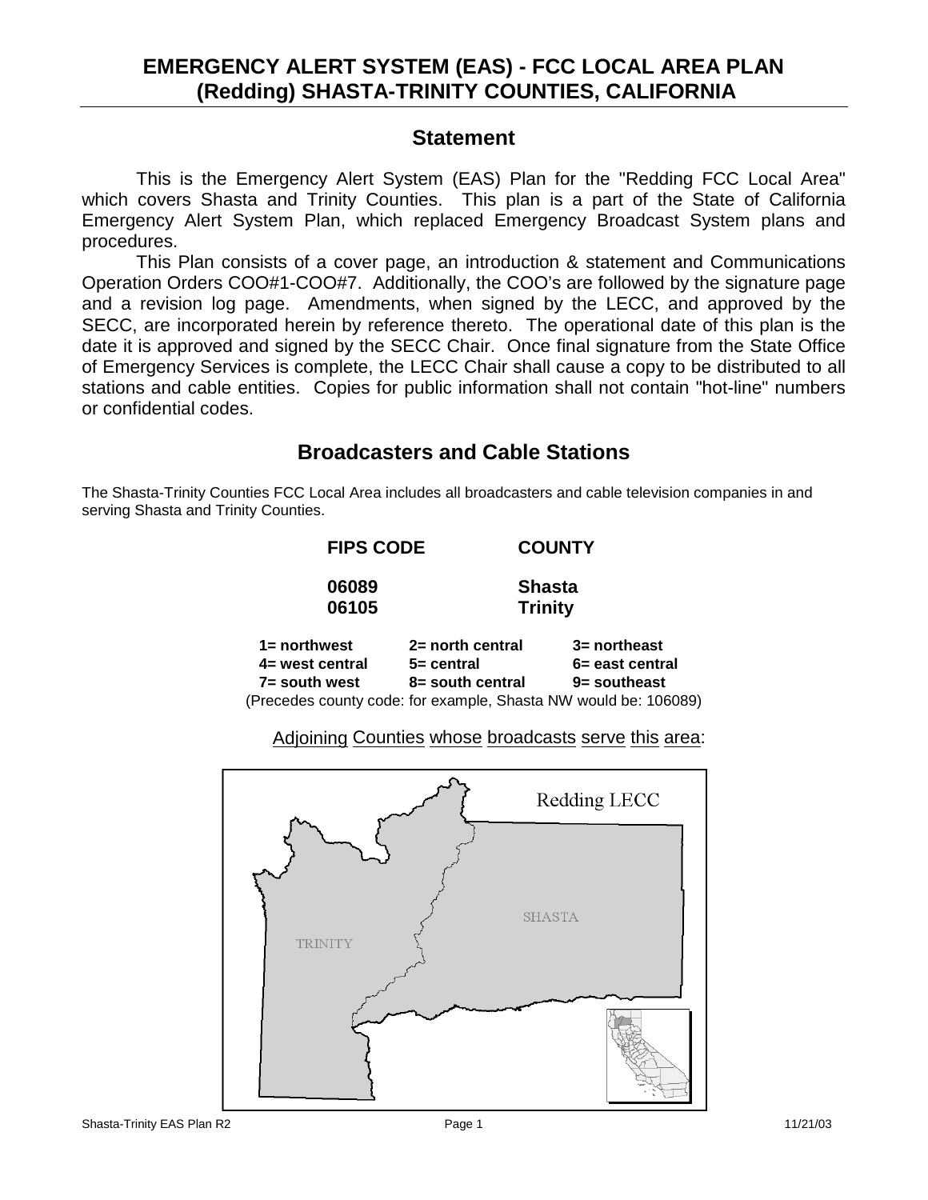## EMERGENCY ALERT SYSTEM (EAS) - FCC LOCAL AREA PLAN (Redding) SHASTA-TRINITY COUNTIES, CALIFORNIA

## Statement

This is the Emergency Alert System (EAS) Plan for the "Redding FCC Local Area" which covers Shasta and Trinity Counties. This plan is a part of the State of California Emergency Alert System Plan, which replaced Emergency Broadcast System plans and procedures.

This Plan consists of a cover page, an introduction & statement and Communications Operation Orders COO#1-COO#7. Additionally, the COO's are followed by the signature page and a revision log page. Amendments, when signed by the LECC, and approved by the SECC, are incorporated herein by reference thereto. The operational date of this plan is the date it is approved and signed by the SECC Chair. Once final signature from the State Office of Emergency Services is complete, the LECC Chair shall cause a copy to be distributed to all stations and cable entities. Copies for public information shall not contain "hot-line" numbers or confidential codes.

## Broadcasters and Cable Stations

The Shasta-Trinity Counties FCC Local Area includes all broadcasters and cable television companies in and serving Shasta and Trinity Counties.

| FIPS CODE | COUNTY |
|---|---|
| 06089 | Shasta |
| 06105 | Trinity |

| | | |
|---|---|---|
| 1= northwest | 2= north central | 3= northeast |
| 4= west central | 5= central | 6= east central |
| 7= south west | 8= south central | 9= southeast |

(Precedes county code: for example, Shasta NW would be: 106089)

Adjoining Counties whose broadcasts serve this area:

Redding LECC

SHASTA

TRINITY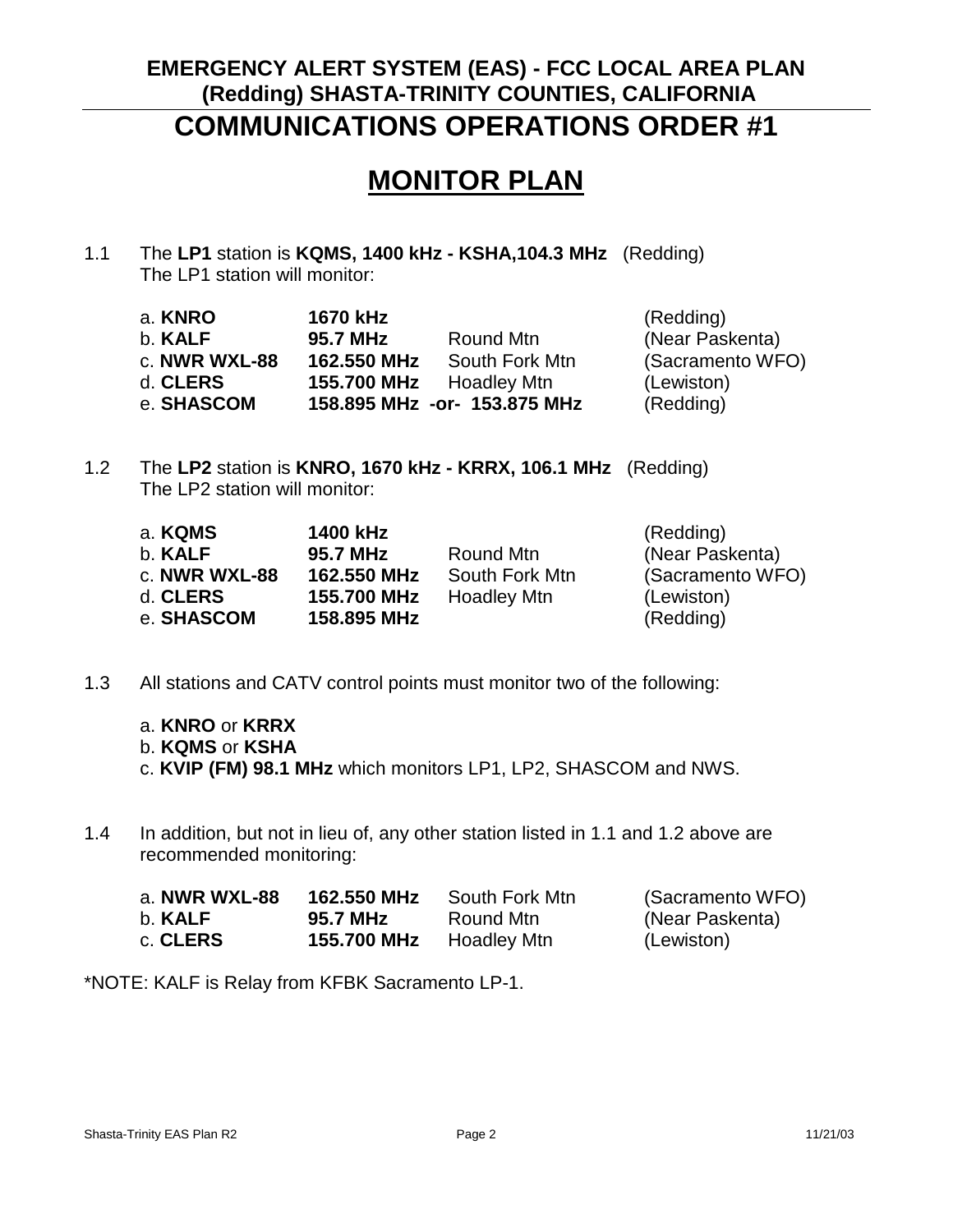**EMERGENCY ALERT SYSTEM (EAS) - FCC LOCAL AREA PLAN**
**(Redding) SHASTA-TRINITY COUNTIES, CALIFORNIA**

# COMMUNICATIONS OPERATIONS ORDER #1

## MONITOR PLAN

1.1 The **LP1** station is **KQMS, 1400 kHz - KSHA,104.3 MHz** (Redding)
The LP1 station will monitor:

| | | | |
|---|---|---|---|
| a. **KNRO** | **1670 kHz** | | (Redding) |
| b. **KALF** | **95.7 MHz** | Round Mtn | (Near Paskenta) |
| c. **NWR WXL-88** | **162.550 MHz** | South Fork Mtn | (Sacramento WFO) |
| d. **CLERS** | **155.700 MHz** | Hoadley Mtn | (Lewiston) |
| e. **SHASCOM** | **158.895 MHz -or- 153.875 MHz** | | (Redding) |

1.2 The **LP2** station is **KNRO, 1670 kHz - KRRX, 106.1 MHz** (Redding)
The LP2 station will monitor:

| | | | |
|---|---|---|---|
| a. **KQMS** | **1400 kHz** | | (Redding) |
| b. **KALF** | **95.7 MHz** | Round Mtn | (Near Paskenta) |
| c. **NWR WXL-88** | **162.550 MHz** | South Fork Mtn | (Sacramento WFO) |
| d. **CLERS** | **155.700 MHz** | Hoadley Mtn | (Lewiston) |
| e. **SHASCOM** | **158.895 MHz** | | (Redding) |

1.3 All stations and CATV control points must monitor two of the following:

a. **KNRO** or **KRRX**
b. **KQMS** or **KSHA**
c. **KVIP (FM) 98.1 MHz** which monitors LP1, LP2, SHASCOM and NWS.

1.4 In addition, but not in lieu of, any other station listed in 1.1 and 1.2 above are recommended monitoring:

| | | | |
|---|---|---|---|
| a. **NWR WXL-88** | **162.550 MHz** | South Fork Mtn | (Sacramento WFO) |
| b. **KALF** | **95.7 MHz** | Round Mtn | (Near Paskenta) |
| c. **CLERS** | **155.700 MHz** | Hoadley Mtn | (Lewiston) |

*NOTE: KALF is Relay from KFBK Sacramento LP-1.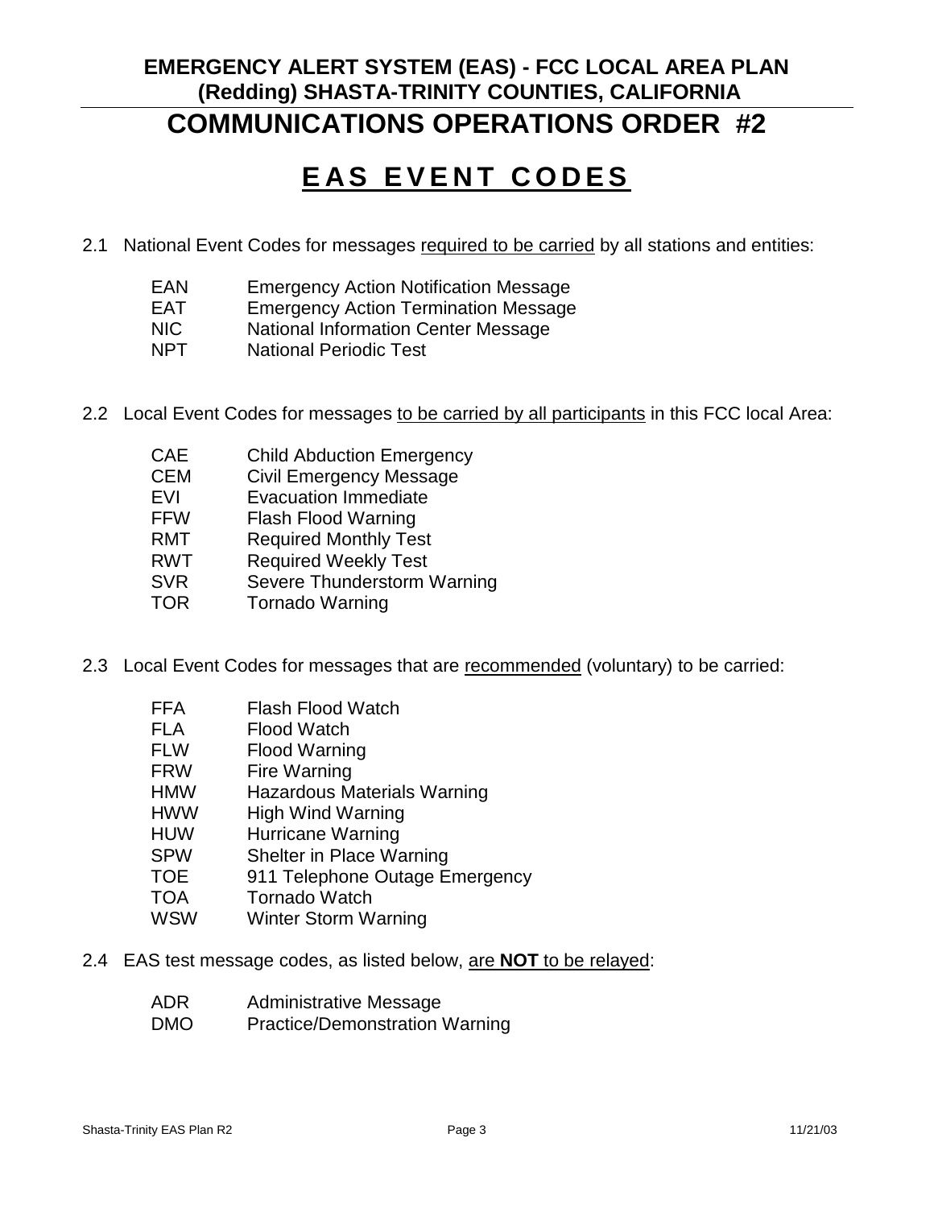**EMERGENCY ALERT SYSTEM (EAS) - FCC LOCAL AREA PLAN (Redding) SHASTA-TRINITY COUNTIES, CALIFORNIA**

# COMMUNICATIONS OPERATIONS ORDER #2

## EAS EVENT CODES

2.1 National Event Codes for messages required to be carried by all stations and entities:

| | |
|---|---|
| EAN | Emergency Action Notification Message |
| EAT | Emergency Action Termination Message |
| NIC | National Information Center Message |
| NPT | National Periodic Test |

2.2 Local Event Codes for messages to be carried by all participants in this FCC local Area:

| | |
|---|---|
| CAE | Child Abduction Emergency |
| CEM | Civil Emergency Message |
| EVI | Evacuation Immediate |
| FFW | Flash Flood Warning |
| RMT | Required Monthly Test |
| RWT | Required Weekly Test |
| SVR | Severe Thunderstorm Warning |
| TOR | Tornado Warning |

2.3 Local Event Codes for messages that are recommended (voluntary) to be carried:

| | |
|---|---|
| FFA | Flash Flood Watch |
| FLA | Flood Watch |
| FLW | Flood Warning |
| FRW | Fire Warning |
| HMW | Hazardous Materials Warning |
| HWW | High Wind Warning |
| HUW | Hurricane Warning |
| SPW | Shelter in Place Warning |
| TOE | 911 Telephone Outage Emergency |
| TOA | Tornado Watch |
| WSW | Winter Storm Warning |

2.4 EAS test message codes, as listed below, are **NOT** to be relayed:

| | |
|---|---|
| ADR | Administrative Message |
| DMO | Practice/Demonstration Warning |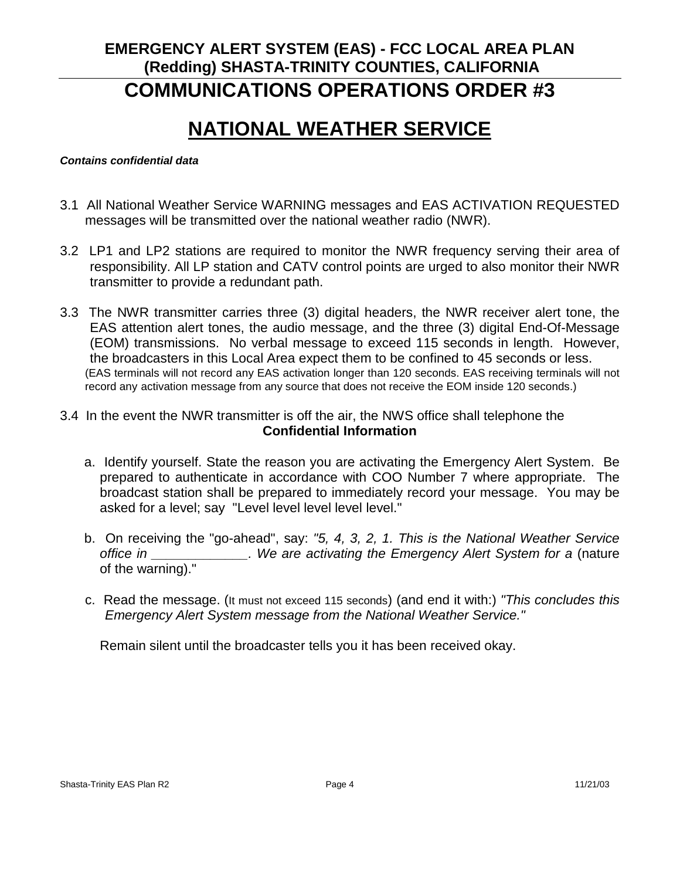**EMERGENCY ALERT SYSTEM (EAS) - FCC LOCAL AREA PLAN (Redding) SHASTA-TRINITY COUNTIES, CALIFORNIA**

# COMMUNICATIONS OPERATIONS ORDER #3

# NATIONAL WEATHER SERVICE

***Contains confidential data***

3.1 All National Weather Service WARNING messages and EAS ACTIVATION REQUESTED messages will be transmitted over the national weather radio (NWR).

3.2 LP1 and LP2 stations are required to monitor the NWR frequency serving their area of responsibility. All LP station and CATV control points are urged to also monitor their NWR transmitter to provide a redundant path.

3.3 The NWR transmitter carries three (3) digital headers, the NWR receiver alert tone, the EAS attention alert tones, the audio message, and the three (3) digital End-Of-Message (EOM) transmissions. No verbal message to exceed 115 seconds in length. However, the broadcasters in this Local Area expect them to be confined to 45 seconds or less. (EAS terminals will not record any EAS activation longer than 120 seconds. EAS receiving terminals will not record any activation message from any source that does not receive the EOM inside 120 seconds.)

3.4 In the event the NWR transmitter is off the air, the NWS office shall telephone the **Confidential Information**

a. Identify yourself. State the reason you are activating the Emergency Alert System. Be prepared to authenticate in accordance with COO Number 7 where appropriate. The broadcast station shall be prepared to immediately record your message. You may be asked for a level; say "Level level level level level."

b. On receiving the "go-ahead", say: *"5, 4, 3, 2, 1. This is the National Weather Service office in _____________. We are activating the Emergency Alert System for a* (nature of the warning)."

c. Read the message. (It must not exceed 115 seconds) (and end it with:) *"This concludes this Emergency Alert System message from the National Weather Service."*

Remain silent until the broadcaster tells you it has been received okay.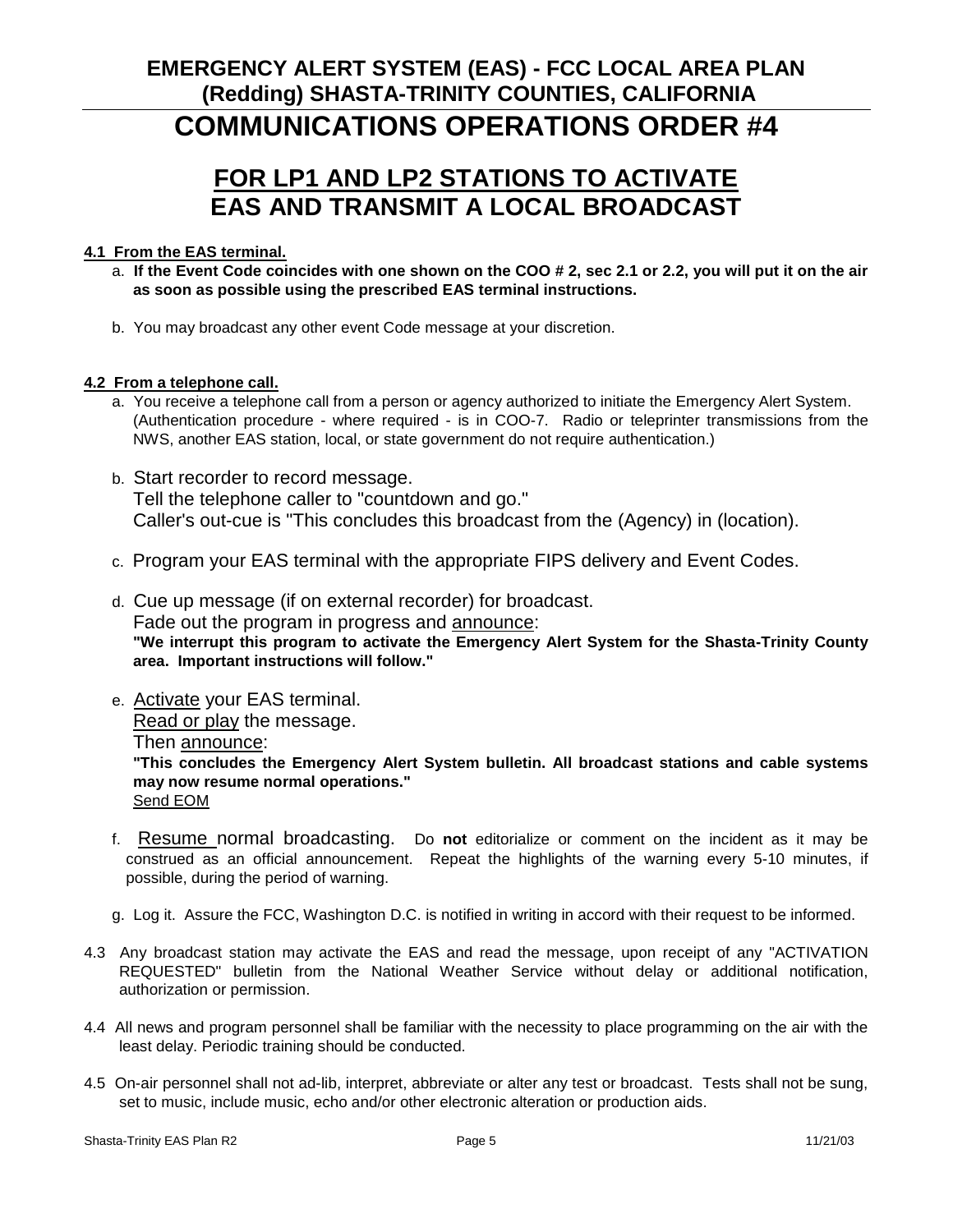# EMERGENCY ALERT SYSTEM (EAS) - FCC LOCAL AREA PLAN (Redding) SHASTA-TRINITY COUNTIES, CALIFORNIA

# COMMUNICATIONS OPERATIONS ORDER #4

## FOR LP1 AND LP2 STATIONS TO ACTIVATE EAS AND TRANSMIT A LOCAL BROADCAST

**4.1 From the EAS terminal.**

a. **If the Event Code coincides with one shown on the COO # 2, sec 2.1 or 2.2, you will put it on the air as soon as possible using the prescribed EAS terminal instructions.**

b. You may broadcast any other event Code message at your discretion.

**4.2 From a telephone call.**

a. You receive a telephone call from a person or agency authorized to initiate the Emergency Alert System. (Authentication procedure - where required - is in COO-7. Radio or teleprinter transmissions from the NWS, another EAS station, local, or state government do not require authentication.)

b. Start recorder to record message.
Tell the telephone caller to "countdown and go."
Caller's out-cue is "This concludes this broadcast from the (Agency) in (location).

c. Program your EAS terminal with the appropriate FIPS delivery and Event Codes.

d. Cue up message (if on external recorder) for broadcast.
Fade out the program in progress and announce:
**"We interrupt this program to activate the Emergency Alert System for the Shasta-Trinity County area. Important instructions will follow."**

e. Activate your EAS terminal.
Read or play the message.
Then announce:
**"This concludes the Emergency Alert System bulletin. All broadcast stations and cable systems may now resume normal operations."**
Send EOM

f. Resume normal broadcasting. Do **not** editorialize or comment on the incident as it may be construed as an official announcement. Repeat the highlights of the warning every 5-10 minutes, if possible, during the period of warning.

g. Log it. Assure the FCC, Washington D.C. is notified in writing in accord with their request to be informed.

4.3 Any broadcast station may activate the EAS and read the message, upon receipt of any "ACTIVATION REQUESTED" bulletin from the National Weather Service without delay or additional notification, authorization or permission.

4.4 All news and program personnel shall be familiar with the necessity to place programming on the air with the least delay. Periodic training should be conducted.

4.5 On-air personnel shall not ad-lib, interpret, abbreviate or alter any test or broadcast. Tests shall not be sung, set to music, include music, echo and/or other electronic alteration or production aids.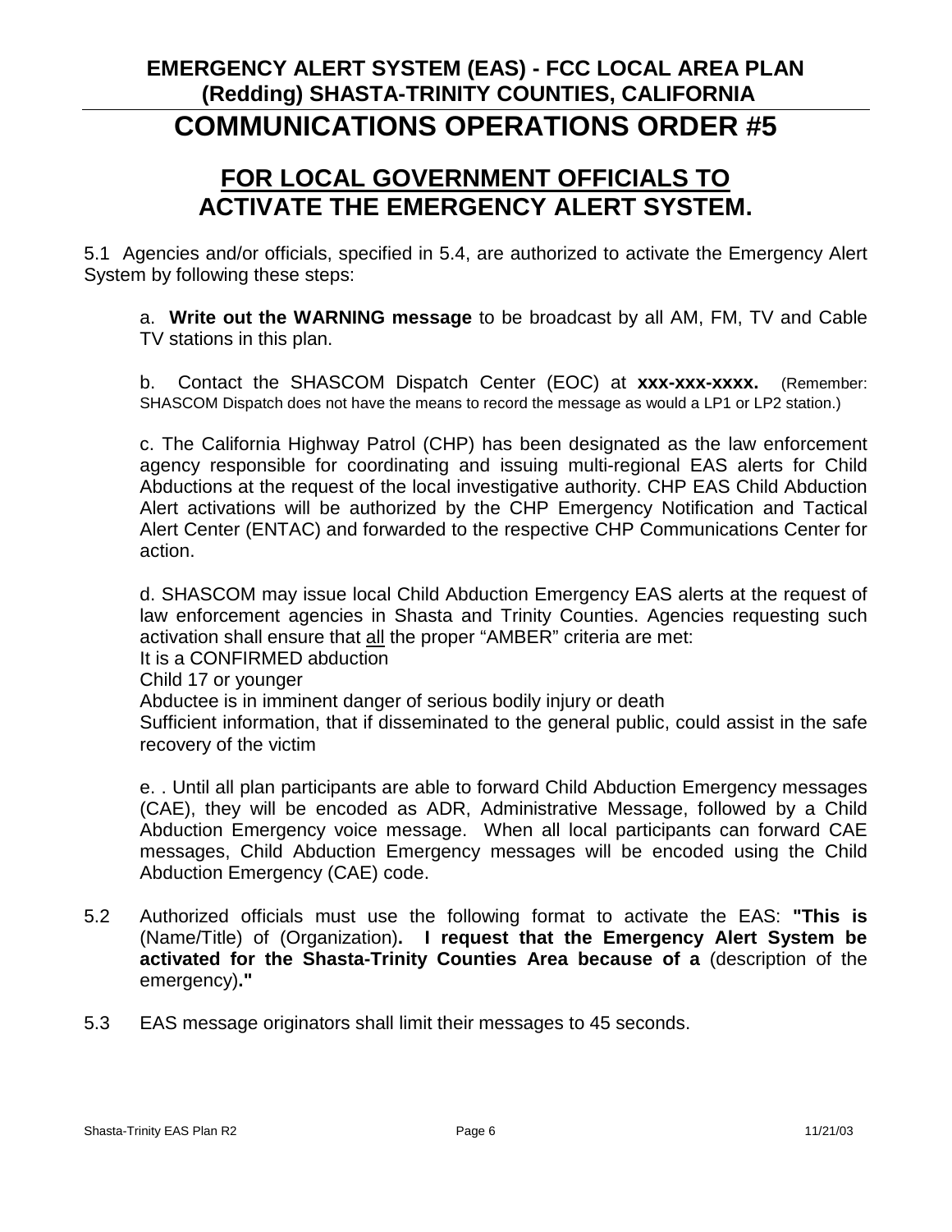**EMERGENCY ALERT SYSTEM (EAS) - FCC LOCAL AREA PLAN (Redding) SHASTA-TRINITY COUNTIES, CALIFORNIA**

# COMMUNICATIONS OPERATIONS ORDER #5

## FOR LOCAL GOVERNMENT OFFICIALS TO ACTIVATE THE EMERGENCY ALERT SYSTEM.

5.1 Agencies and/or officials, specified in 5.4, are authorized to activate the Emergency Alert System by following these steps:

a. **Write out the WARNING message** to be broadcast by all AM, FM, TV and Cable TV stations in this plan.

b. Contact the SHASCOM Dispatch Center (EOC) at **xxx-xxx-xxxx.** (Remember: SHASCOM Dispatch does not have the means to record the message as would a LP1 or LP2 station.)

c. The California Highway Patrol (CHP) has been designated as the law enforcement agency responsible for coordinating and issuing multi-regional EAS alerts for Child Abductions at the request of the local investigative authority. CHP EAS Child Abduction Alert activations will be authorized by the CHP Emergency Notification and Tactical Alert Center (ENTAC) and forwarded to the respective CHP Communications Center for action.

d. SHASCOM may issue local Child Abduction Emergency EAS alerts at the request of law enforcement agencies in Shasta and Trinity Counties. Agencies requesting such activation shall ensure that all the proper "AMBER" criteria are met:
It is a CONFIRMED abduction
Child 17 or younger
Abductee is in imminent danger of serious bodily injury or death
Sufficient information, that if disseminated to the general public, could assist in the safe recovery of the victim

e. . Until all plan participants are able to forward Child Abduction Emergency messages (CAE), they will be encoded as ADR, Administrative Message, followed by a Child Abduction Emergency voice message. When all local participants can forward CAE messages, Child Abduction Emergency messages will be encoded using the Child Abduction Emergency (CAE) code.

5.2 Authorized officials must use the following format to activate the EAS: **"This is** (Name/Title) of (Organization)**. I request that the Emergency Alert System be activated for the Shasta-Trinity Counties Area because of a** (description of the emergency)**."**

5.3 EAS message originators shall limit their messages to 45 seconds.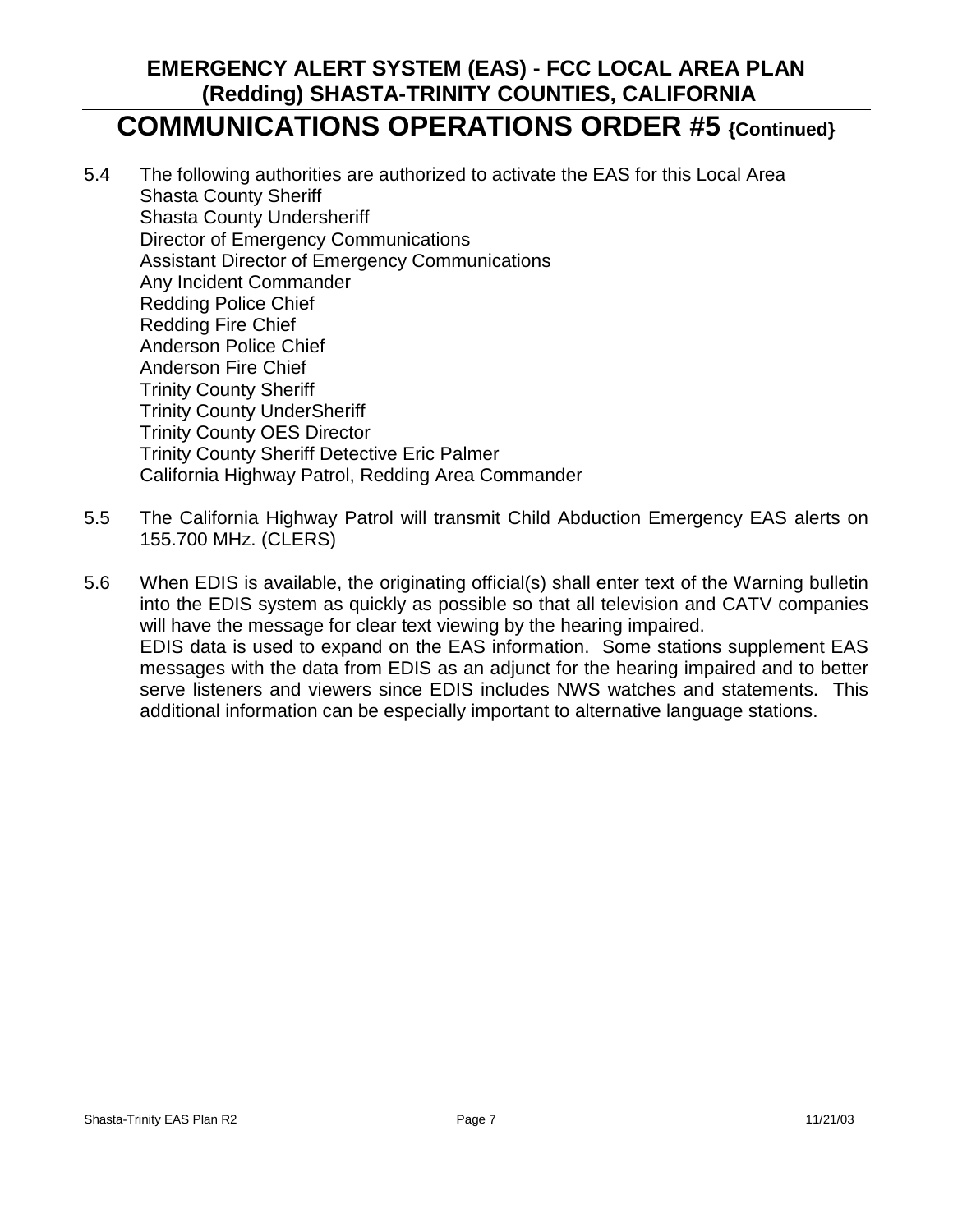**EMERGENCY ALERT SYSTEM (EAS) - FCC LOCAL AREA PLAN (Redding) SHASTA-TRINITY COUNTIES, CALIFORNIA**

# COMMUNICATIONS OPERATIONS ORDER #5 {Continued}

5.4 The following authorities are authorized to activate the EAS for this Local Area
Shasta County Sheriff
Shasta County Undersheriff
Director of Emergency Communications
Assistant Director of Emergency Communications
Any Incident Commander
Redding Police Chief
Redding Fire Chief
Anderson Police Chief
Anderson Fire Chief
Trinity County Sheriff
Trinity County UnderSheriff
Trinity County OES Director
Trinity County Sheriff Detective Eric Palmer
California Highway Patrol, Redding Area Commander

5.5 The California Highway Patrol will transmit Child Abduction Emergency EAS alerts on 155.700 MHz. (CLERS)

5.6 When EDIS is available, the originating official(s) shall enter text of the Warning bulletin into the EDIS system as quickly as possible so that all television and CATV companies will have the message for clear text viewing by the hearing impaired.
EDIS data is used to expand on the EAS information. Some stations supplement EAS messages with the data from EDIS as an adjunct for the hearing impaired and to better serve listeners and viewers since EDIS includes NWS watches and statements. This additional information can be especially important to alternative language stations.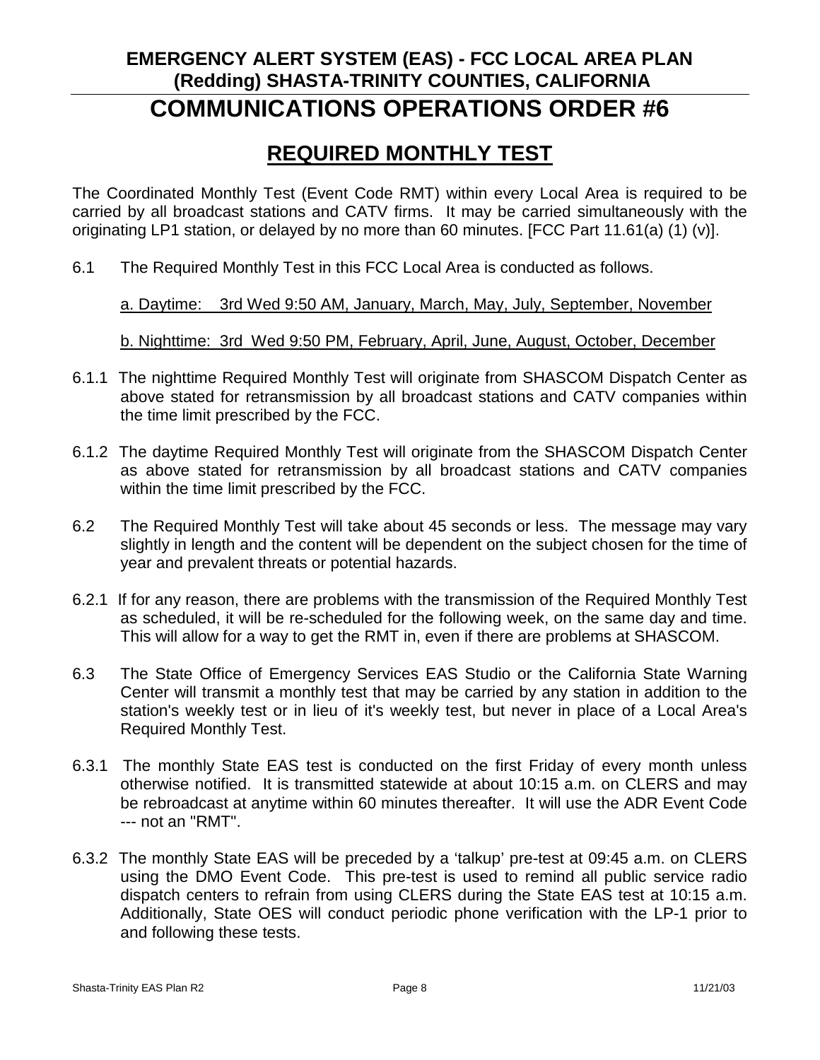# EMERGENCY ALERT SYSTEM (EAS) - FCC LOCAL AREA PLAN (Redding) SHASTA-TRINITY COUNTIES, CALIFORNIA

# COMMUNICATIONS OPERATIONS ORDER #6

## REQUIRED MONTHLY TEST

The Coordinated Monthly Test (Event Code RMT) within every Local Area is required to be carried by all broadcast stations and CATV firms. It may be carried simultaneously with the originating LP1 station, or delayed by no more than 60 minutes. [FCC Part 11.61(a) (1) (v)].

6.1 The Required Monthly Test in this FCC Local Area is conducted as follows.

a. Daytime: 3rd Wed 9:50 AM, January, March, May, July, September, November

b. Nighttime: 3rd Wed 9:50 PM, February, April, June, August, October, December

6.1.1 The nighttime Required Monthly Test will originate from SHASCOM Dispatch Center as above stated for retransmission by all broadcast stations and CATV companies within the time limit prescribed by the FCC.

6.1.2 The daytime Required Monthly Test will originate from the SHASCOM Dispatch Center as above stated for retransmission by all broadcast stations and CATV companies within the time limit prescribed by the FCC.

6.2 The Required Monthly Test will take about 45 seconds or less. The message may vary slightly in length and the content will be dependent on the subject chosen for the time of year and prevalent threats or potential hazards.

6.2.1 If for any reason, there are problems with the transmission of the Required Monthly Test as scheduled, it will be re-scheduled for the following week, on the same day and time. This will allow for a way to get the RMT in, even if there are problems at SHASCOM.

6.3 The State Office of Emergency Services EAS Studio or the California State Warning Center will transmit a monthly test that may be carried by any station in addition to the station's weekly test or in lieu of it's weekly test, but never in place of a Local Area's Required Monthly Test.

6.3.1 The monthly State EAS test is conducted on the first Friday of every month unless otherwise notified. It is transmitted statewide at about 10:15 a.m. on CLERS and may be rebroadcast at anytime within 60 minutes thereafter. It will use the ADR Event Code --- not an "RMT".

6.3.2 The monthly State EAS will be preceded by a 'talkup' pre-test at 09:45 a.m. on CLERS using the DMO Event Code. This pre-test is used to remind all public service radio dispatch centers to refrain from using CLERS during the State EAS test at 10:15 a.m. Additionally, State OES will conduct periodic phone verification with the LP-1 prior to and following these tests.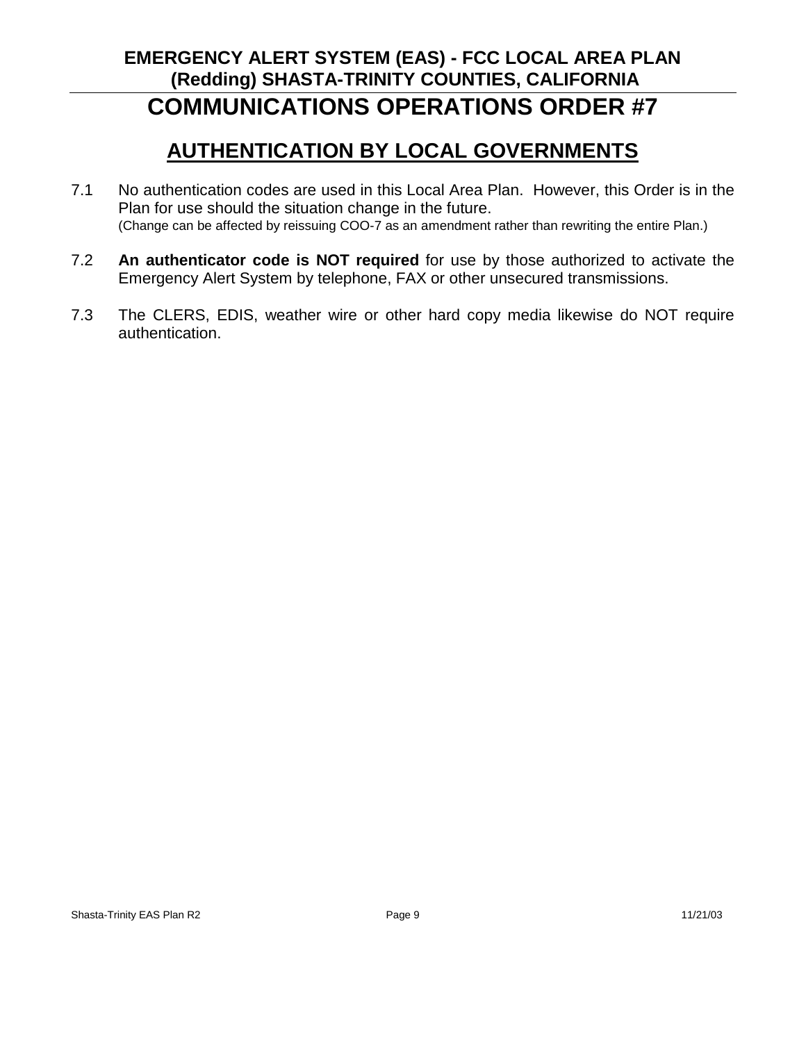# COMMUNICATIONS OPERATIONS ORDER #7

## AUTHENTICATION BY LOCAL GOVERNMENTS

7.1 No authentication codes are used in this Local Area Plan. However, this Order is in the Plan for use should the situation change in the future.
(Change can be affected by reissuing COO-7 as an amendment rather than rewriting the entire Plan.)

7.2 **An authenticator code is NOT required** for use by those authorized to activate the Emergency Alert System by telephone, FAX or other unsecured transmissions.

7.3 The CLERS, EDIS, weather wire or other hard copy media likewise do NOT require authentication.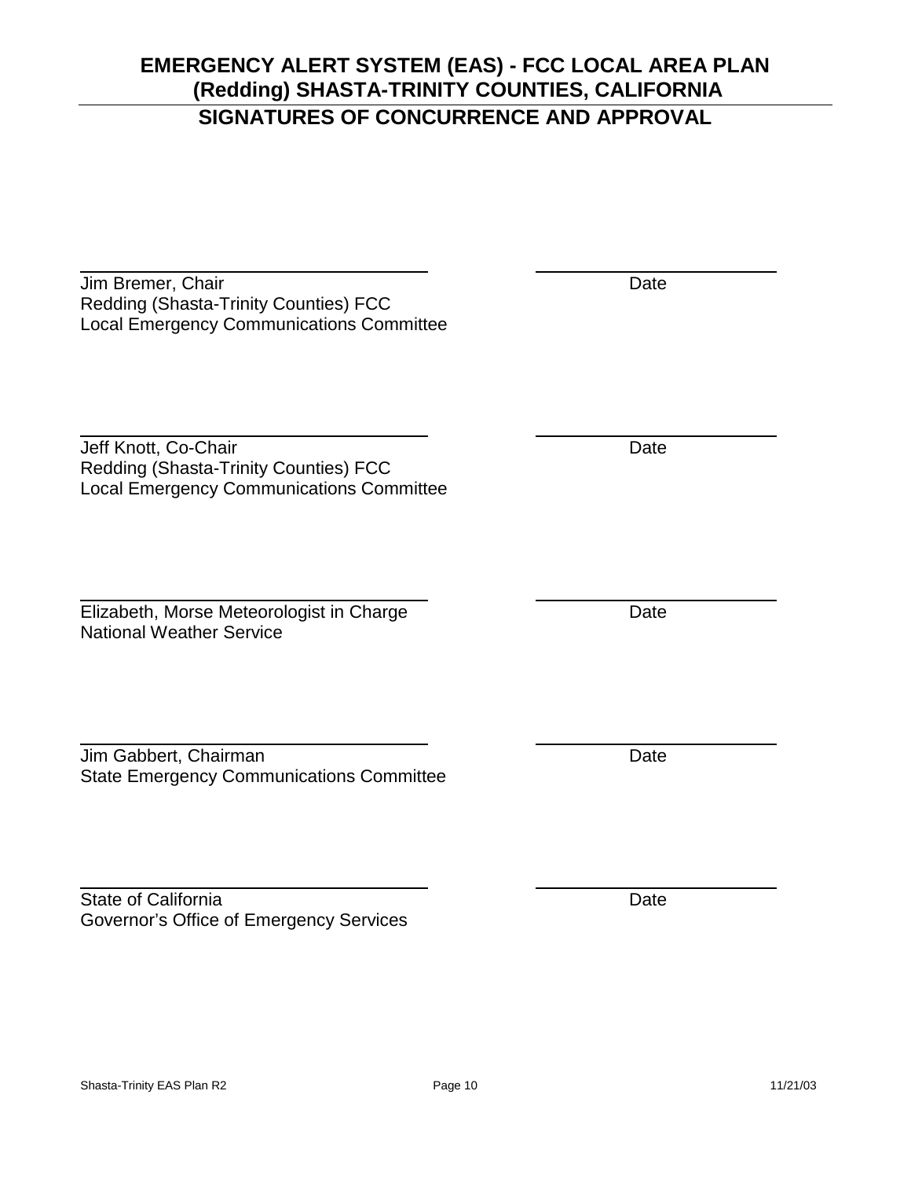# EMERGENCY ALERT SYSTEM (EAS) - FCC LOCAL AREA PLAN (Redding) SHASTA-TRINITY COUNTIES, CALIFORNIA

## SIGNATURES OF CONCURRENCE AND APPROVAL

\_\_\_\_\_\_\_\_\_\_\_\_\_\_\_\_\_\_\_\_\_\_\_\_\_\_\_\_\_\_\_\_ \_\_\_\_\_\_\_\_\_\_\_\_\_\_\_\_\_\_\_\_\_\_

Jim Bremer, Chair Date
Redding (Shasta-Trinity Counties) FCC
Local Emergency Communications Committee

\_\_\_\_\_\_\_\_\_\_\_\_\_\_\_\_\_\_\_\_\_\_\_\_\_\_\_\_\_\_\_\_ \_\_\_\_\_\_\_\_\_\_\_\_\_\_\_\_\_\_\_\_\_\_

Jeff Knott, Co-Chair Date
Redding (Shasta-Trinity Counties) FCC
Local Emergency Communications Committee

\_\_\_\_\_\_\_\_\_\_\_\_\_\_\_\_\_\_\_\_\_\_\_\_\_\_\_\_\_\_\_\_ \_\_\_\_\_\_\_\_\_\_\_\_\_\_\_\_\_\_\_\_\_\_

Elizabeth, Morse Meteorologist in Charge Date
National Weather Service

\_\_\_\_\_\_\_\_\_\_\_\_\_\_\_\_\_\_\_\_\_\_\_\_\_\_\_\_\_\_\_\_ \_\_\_\_\_\_\_\_\_\_\_\_\_\_\_\_\_\_\_\_\_\_

Jim Gabbert, Chairman Date
State Emergency Communications Committee

\_\_\_\_\_\_\_\_\_\_\_\_\_\_\_\_\_\_\_\_\_\_\_\_\_\_\_\_\_\_\_\_ \_\_\_\_\_\_\_\_\_\_\_\_\_\_\_\_\_\_\_\_\_\_

State of California Date
Governor's Office of Emergency Services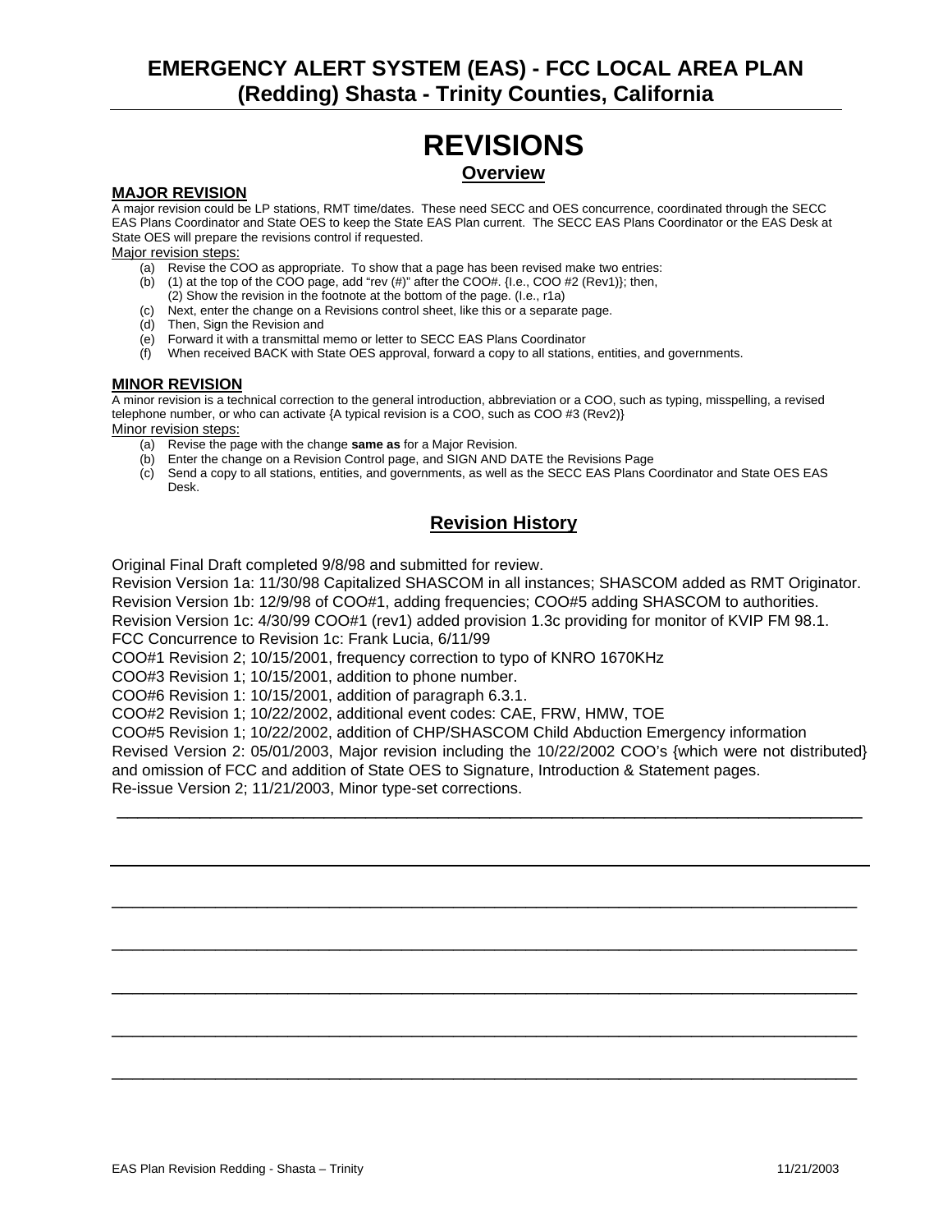# EMERGENCY ALERT SYSTEM (EAS) - FCC LOCAL AREA PLAN
## (Redding) Shasta - Trinity Counties, California

# REVISIONS

## Overview

### MAJOR REVISION

A major revision could be LP stations, RMT time/dates. These need SECC and OES concurrence, coordinated through the SECC EAS Plans Coordinator and State OES to keep the State EAS Plan current. The SECC EAS Plans Coordinator or the EAS Desk at State OES will prepare the revisions control if requested.

Major revision steps:

- (a) Revise the COO as appropriate. To show that a page has been revised make two entries:
- (b) (1) at the top of the COO page, add "rev (#)" after the COO#. {I.e., COO #2 (Rev1)}; then,
  (2) Show the revision in the footnote at the bottom of the page. (I.e., r1a)
- (c) Next, enter the change on a Revisions control sheet, like this or a separate page.
- (d) Then, Sign the Revision and
- (e) Forward it with a transmittal memo or letter to SECC EAS Plans Coordinator
- (f) When received BACK with State OES approval, forward a copy to all stations, entities, and governments.

### MINOR REVISION

A minor revision is a technical correction to the general introduction, abbreviation or a COO, such as typing, misspelling, a revised telephone number, or who can activate {A typical revision is a COO, such as COO #3 (Rev2)}

Minor revision steps:

- (a) Revise the page with the change **same as** for a Major Revision.
- (b) Enter the change on a Revision Control page, and SIGN AND DATE the Revisions Page
- (c) Send a copy to all stations, entities, and governments, as well as the SECC EAS Plans Coordinator and State OES EAS Desk.

## Revision History

Original Final Draft completed 9/8/98 and submitted for review.
Revision Version 1a: 11/30/98 Capitalized SHASCOM in all instances; SHASCOM added as RMT Originator.
Revision Version 1b: 12/9/98 of COO#1, adding frequencies; COO#5 adding SHASCOM to authorities.
Revision Version 1c: 4/30/99 COO#1 (rev1) added provision 1.3c providing for monitor of KVIP FM 98.1.
FCC Concurrence to Revision 1c: Frank Lucia, 6/11/99
COO#1 Revision 2; 10/15/2001, frequency correction to typo of KNRO 1670KHz
COO#3 Revision 1; 10/15/2001, addition to phone number.
COO#6 Revision 1: 10/15/2001, addition of paragraph 6.3.1.
COO#2 Revision 1; 10/22/2002, additional event codes: CAE, FRW, HMW, TOE
COO#5 Revision 1; 10/22/2002, addition of CHP/SHASCOM Child Abduction Emergency information
Revised Version 2: 05/01/2003, Major revision including the 10/22/2002 COO's {which were not distributed} and omission of FCC and addition of State OES to Signature, Introduction & Statement pages.
Re-issue Version 2; 11/21/2003, Minor type-set corrections.

___________________________________________________________________________

___________________________________________________________________________

___________________________________________________________________________

___________________________________________________________________________

___________________________________________________________________________

___________________________________________________________________________

___________________________________________________________________________